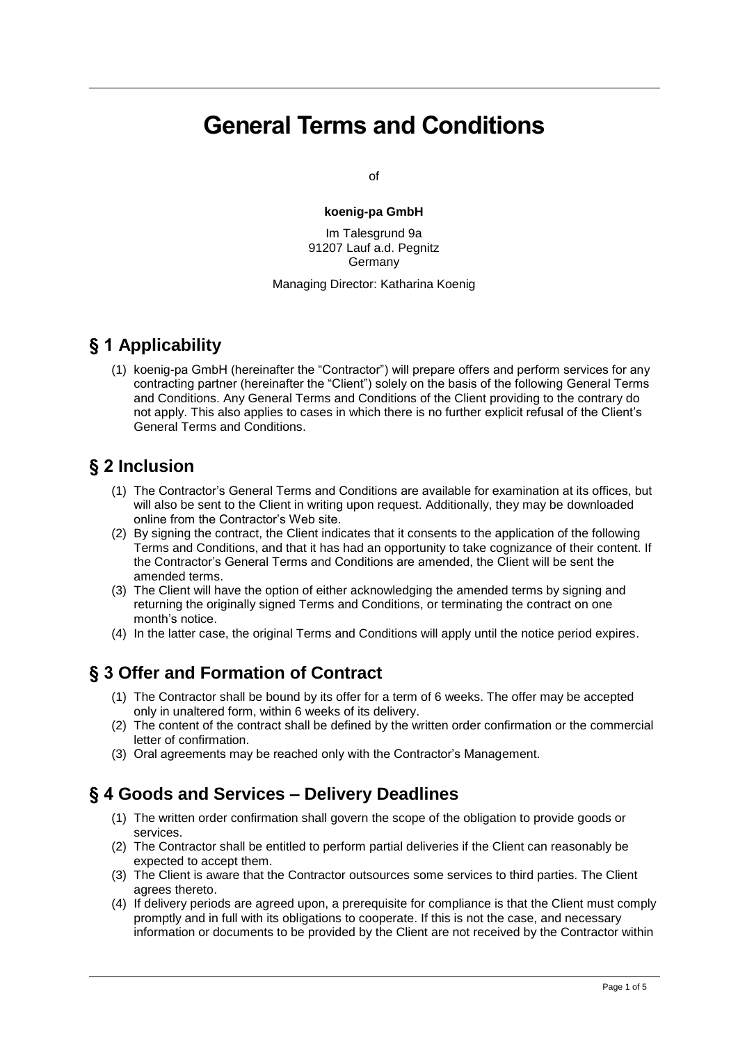# General Terms and Conditions

of

**koenig-pa GmbH**

Im Talesgrund 9a
91207 Lauf a.d. Pegnitz
Germany

Managing Director: Katharina Koenig

## § 1 Applicability

(1) koenig-pa GmbH (hereinafter the "Contractor") will prepare offers and perform services for any contracting partner (hereinafter the "Client") solely on the basis of the following General Terms and Conditions. Any General Terms and Conditions of the Client providing to the contrary do not apply. This also applies to cases in which there is no further explicit refusal of the Client's General Terms and Conditions.

## § 2 Inclusion

(1) The Contractor's General Terms and Conditions are available for examination at its offices, but will also be sent to the Client in writing upon request. Additionally, they may be downloaded online from the Contractor's Web site.
(2) By signing the contract, the Client indicates that it consents to the application of the following Terms and Conditions, and that it has had an opportunity to take cognizance of their content. If the Contractor's General Terms and Conditions are amended, the Client will be sent the amended terms.
(3) The Client will have the option of either acknowledging the amended terms by signing and returning the originally signed Terms and Conditions, or terminating the contract on one month's notice.
(4) In the latter case, the original Terms and Conditions will apply until the notice period expires.

## § 3 Offer and Formation of Contract

(1) The Contractor shall be bound by its offer for a term of 6 weeks. The offer may be accepted only in unaltered form, within 6 weeks of its delivery.
(2) The content of the contract shall be defined by the written order confirmation or the commercial letter of confirmation.
(3) Oral agreements may be reached only with the Contractor's Management.

## § 4 Goods and Services – Delivery Deadlines

(1) The written order confirmation shall govern the scope of the obligation to provide goods or services.
(2) The Contractor shall be entitled to perform partial deliveries if the Client can reasonably be expected to accept them.
(3) The Client is aware that the Contractor outsources some services to third parties. The Client agrees thereto.
(4) If delivery periods are agreed upon, a prerequisite for compliance is that the Client must comply promptly and in full with its obligations to cooperate. If this is not the case, and necessary information or documents to be provided by the Client are not received by the Contractor within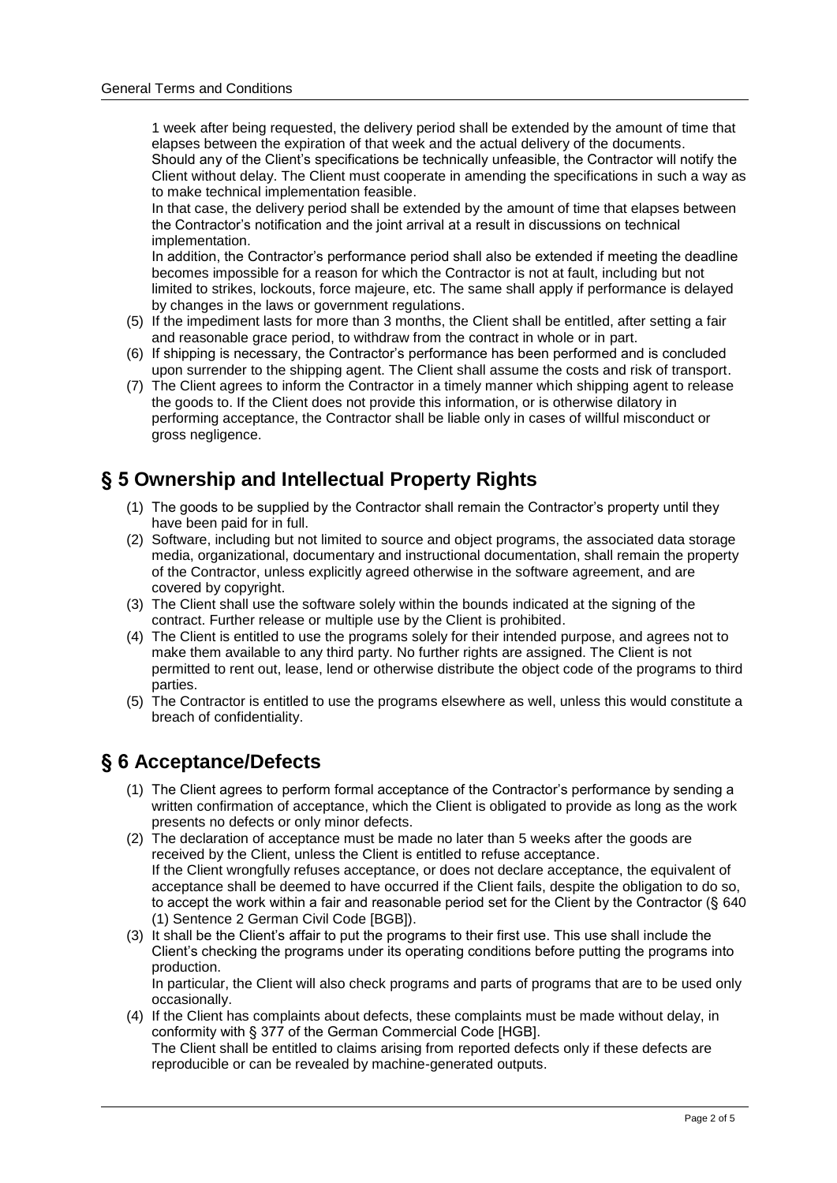1 week after being requested, the delivery period shall be extended by the amount of time that elapses between the expiration of that week and the actual delivery of the documents.
Should any of the Client's specifications be technically unfeasible, the Contractor will notify the Client without delay. The Client must cooperate in amending the specifications in such a way as to make technical implementation feasible.
In that case, the delivery period shall be extended by the amount of time that elapses between the Contractor's notification and the joint arrival at a result in discussions on technical implementation.
In addition, the Contractor's performance period shall also be extended if meeting the deadline becomes impossible for a reason for which the Contractor is not at fault, including but not limited to strikes, lockouts, force majeure, etc. The same shall apply if performance is delayed by changes in the laws or government regulations.

(5) If the impediment lasts for more than 3 months, the Client shall be entitled, after setting a fair and reasonable grace period, to withdraw from the contract in whole or in part.
(6) If shipping is necessary, the Contractor's performance has been performed and is concluded upon surrender to the shipping agent. The Client shall assume the costs and risk of transport.
(7) The Client agrees to inform the Contractor in a timely manner which shipping agent to release the goods to. If the Client does not provide this information, or is otherwise dilatory in performing acceptance, the Contractor shall be liable only in cases of willful misconduct or gross negligence.

## § 5 Ownership and Intellectual Property Rights

(1) The goods to be supplied by the Contractor shall remain the Contractor's property until they have been paid for in full.
(2) Software, including but not limited to source and object programs, the associated data storage media, organizational, documentary and instructional documentation, shall remain the property of the Contractor, unless explicitly agreed otherwise in the software agreement, and are covered by copyright.
(3) The Client shall use the software solely within the bounds indicated at the signing of the contract. Further release or multiple use by the Client is prohibited.
(4) The Client is entitled to use the programs solely for their intended purpose, and agrees not to make them available to any third party. No further rights are assigned. The Client is not permitted to rent out, lease, lend or otherwise distribute the object code of the programs to third parties.
(5) The Contractor is entitled to use the programs elsewhere as well, unless this would constitute a breach of confidentiality.

## § 6 Acceptance/Defects

(1) The Client agrees to perform formal acceptance of the Contractor's performance by sending a written confirmation of acceptance, which the Client is obligated to provide as long as the work presents no defects or only minor defects.
(2) The declaration of acceptance must be made no later than 5 weeks after the goods are received by the Client, unless the Client is entitled to refuse acceptance.
If the Client wrongfully refuses acceptance, or does not declare acceptance, the equivalent of acceptance shall be deemed to have occurred if the Client fails, despite the obligation to do so, to accept the work within a fair and reasonable period set for the Client by the Contractor (§ 640 (1) Sentence 2 German Civil Code [BGB]).
(3) It shall be the Client's affair to put the programs to their first use. This use shall include the Client's checking the programs under its operating conditions before putting the programs into production.
In particular, the Client will also check programs and parts of programs that are to be used only occasionally.
(4) If the Client has complaints about defects, these complaints must be made without delay, in conformity with § 377 of the German Commercial Code [HGB].
The Client shall be entitled to claims arising from reported defects only if these defects are reproducible or can be revealed by machine-generated outputs.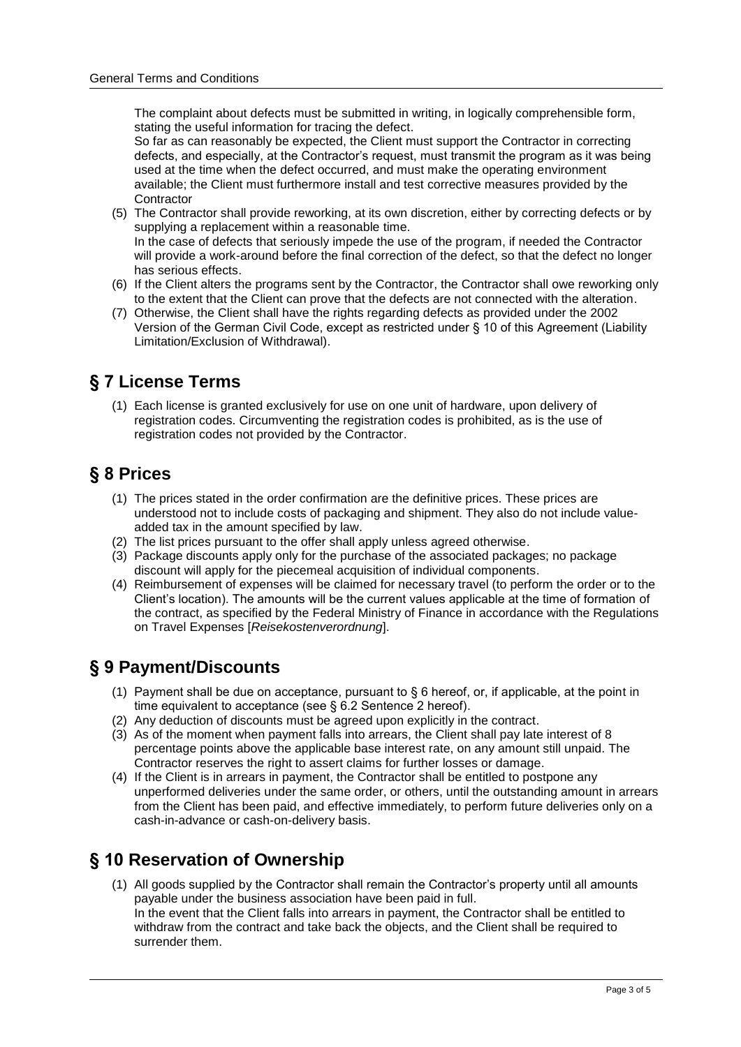The complaint about defects must be submitted in writing, in logically comprehensible form, stating the useful information for tracing the defect.
So far as can reasonably be expected, the Client must support the Contractor in correcting defects, and especially, at the Contractor's request, must transmit the program as it was being used at the time when the defect occurred, and must make the operating environment available; the Client must furthermore install and test corrective measures provided by the Contractor

(5) The Contractor shall provide reworking, at its own discretion, either by correcting defects or by supplying a replacement within a reasonable time.
In the case of defects that seriously impede the use of the program, if needed the Contractor will provide a work-around before the final correction of the defect, so that the defect no longer has serious effects.
(6) If the Client alters the programs sent by the Contractor, the Contractor shall owe reworking only to the extent that the Client can prove that the defects are not connected with the alteration.
(7) Otherwise, the Client shall have the rights regarding defects as provided under the 2002 Version of the German Civil Code, except as restricted under § 10 of this Agreement (Liability Limitation/Exclusion of Withdrawal).

## § 7 License Terms

(1) Each license is granted exclusively for use on one unit of hardware, upon delivery of registration codes. Circumventing the registration codes is prohibited, as is the use of registration codes not provided by the Contractor.

## § 8 Prices

(1) The prices stated in the order confirmation are the definitive prices. These prices are understood not to include costs of packaging and shipment. They also do not include value-added tax in the amount specified by law.
(2) The list prices pursuant to the offer shall apply unless agreed otherwise.
(3) Package discounts apply only for the purchase of the associated packages; no package discount will apply for the piecemeal acquisition of individual components.
(4) Reimbursement of expenses will be claimed for necessary travel (to perform the order or to the Client's location). The amounts will be the current values applicable at the time of formation of the contract, as specified by the Federal Ministry of Finance in accordance with the Regulations on Travel Expenses [*Reisekostenverordnung*].

## § 9 Payment/Discounts

(1) Payment shall be due on acceptance, pursuant to § 6 hereof, or, if applicable, at the point in time equivalent to acceptance (see § 6.2 Sentence 2 hereof).
(2) Any deduction of discounts must be agreed upon explicitly in the contract.
(3) As of the moment when payment falls into arrears, the Client shall pay late interest of 8 percentage points above the applicable base interest rate, on any amount still unpaid. The Contractor reserves the right to assert claims for further losses or damage.
(4) If the Client is in arrears in payment, the Contractor shall be entitled to postpone any unperformed deliveries under the same order, or others, until the outstanding amount in arrears from the Client has been paid, and effective immediately, to perform future deliveries only on a cash-in-advance or cash-on-delivery basis.

## § 10 Reservation of Ownership

(1) All goods supplied by the Contractor shall remain the Contractor's property until all amounts payable under the business association have been paid in full.
In the event that the Client falls into arrears in payment, the Contractor shall be entitled to withdraw from the contract and take back the objects, and the Client shall be required to surrender them.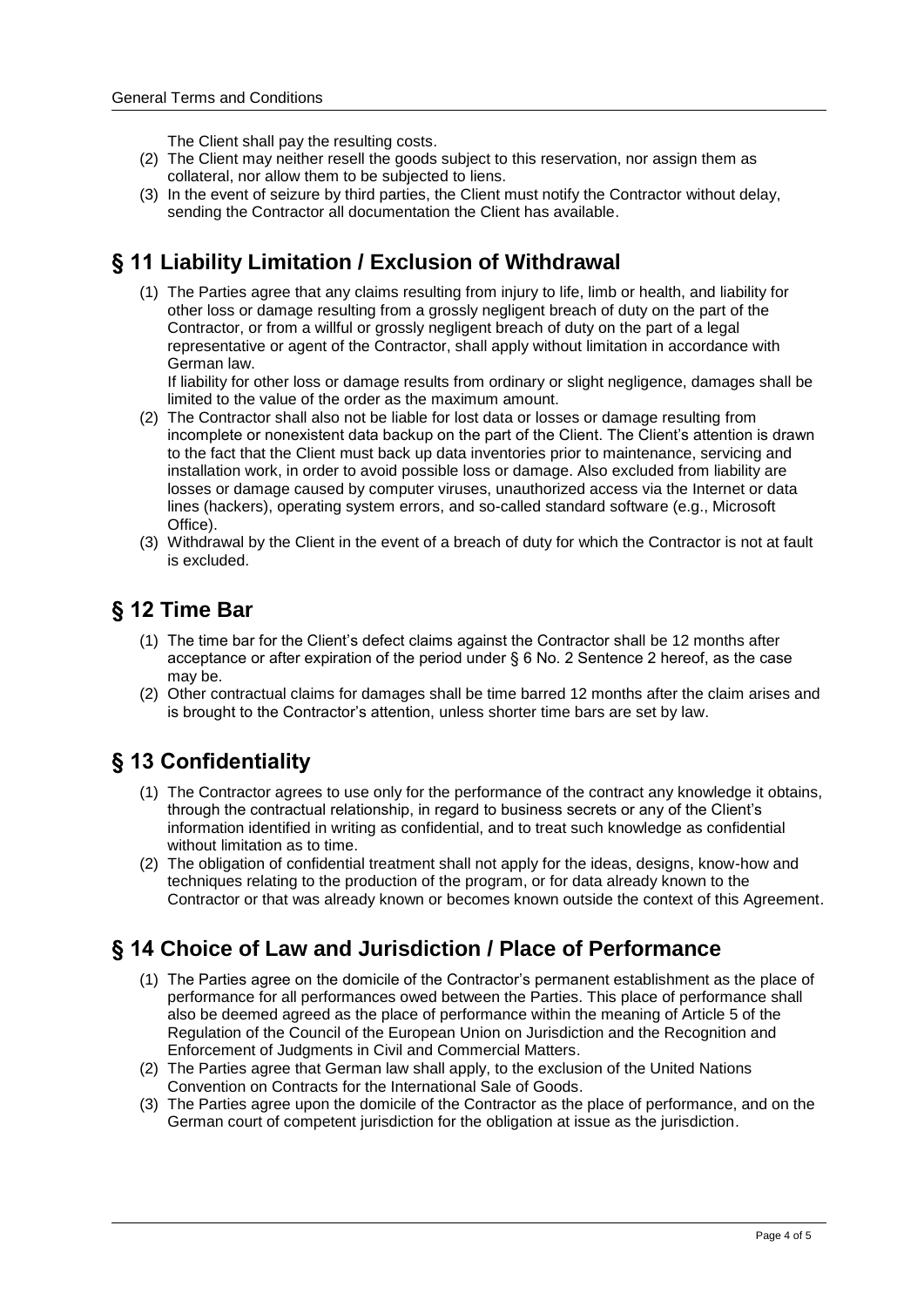The Client shall pay the resulting costs.

(2) The Client may neither resell the goods subject to this reservation, nor assign them as collateral, nor allow them to be subjected to liens.

(3) In the event of seizure by third parties, the Client must notify the Contractor without delay, sending the Contractor all documentation the Client has available.

## § 11 Liability Limitation / Exclusion of Withdrawal

(1) The Parties agree that any claims resulting from injury to life, limb or health, and liability for other loss or damage resulting from a grossly negligent breach of duty on the part of the Contractor, or from a willful or grossly negligent breach of duty on the part of a legal representative or agent of the Contractor, shall apply without limitation in accordance with German law.
If liability for other loss or damage results from ordinary or slight negligence, damages shall be limited to the value of the order as the maximum amount.

(2) The Contractor shall also not be liable for lost data or losses or damage resulting from incomplete or nonexistent data backup on the part of the Client. The Client's attention is drawn to the fact that the Client must back up data inventories prior to maintenance, servicing and installation work, in order to avoid possible loss or damage. Also excluded from liability are losses or damage caused by computer viruses, unauthorized access via the Internet or data lines (hackers), operating system errors, and so-called standard software (e.g., Microsoft Office).

(3) Withdrawal by the Client in the event of a breach of duty for which the Contractor is not at fault is excluded.

## § 12 Time Bar

(1) The time bar for the Client's defect claims against the Contractor shall be 12 months after acceptance or after expiration of the period under § 6 No. 2 Sentence 2 hereof, as the case may be.

(2) Other contractual claims for damages shall be time barred 12 months after the claim arises and is brought to the Contractor's attention, unless shorter time bars are set by law.

## § 13 Confidentiality

(1) The Contractor agrees to use only for the performance of the contract any knowledge it obtains, through the contractual relationship, in regard to business secrets or any of the Client's information identified in writing as confidential, and to treat such knowledge as confidential without limitation as to time.

(2) The obligation of confidential treatment shall not apply for the ideas, designs, know-how and techniques relating to the production of the program, or for data already known to the Contractor or that was already known or becomes known outside the context of this Agreement.

## § 14 Choice of Law and Jurisdiction / Place of Performance

(1) The Parties agree on the domicile of the Contractor's permanent establishment as the place of performance for all performances owed between the Parties. This place of performance shall also be deemed agreed as the place of performance within the meaning of Article 5 of the Regulation of the Council of the European Union on Jurisdiction and the Recognition and Enforcement of Judgments in Civil and Commercial Matters.

(2) The Parties agree that German law shall apply, to the exclusion of the United Nations Convention on Contracts for the International Sale of Goods.

(3) The Parties agree upon the domicile of the Contractor as the place of performance, and on the German court of competent jurisdiction for the obligation at issue as the jurisdiction.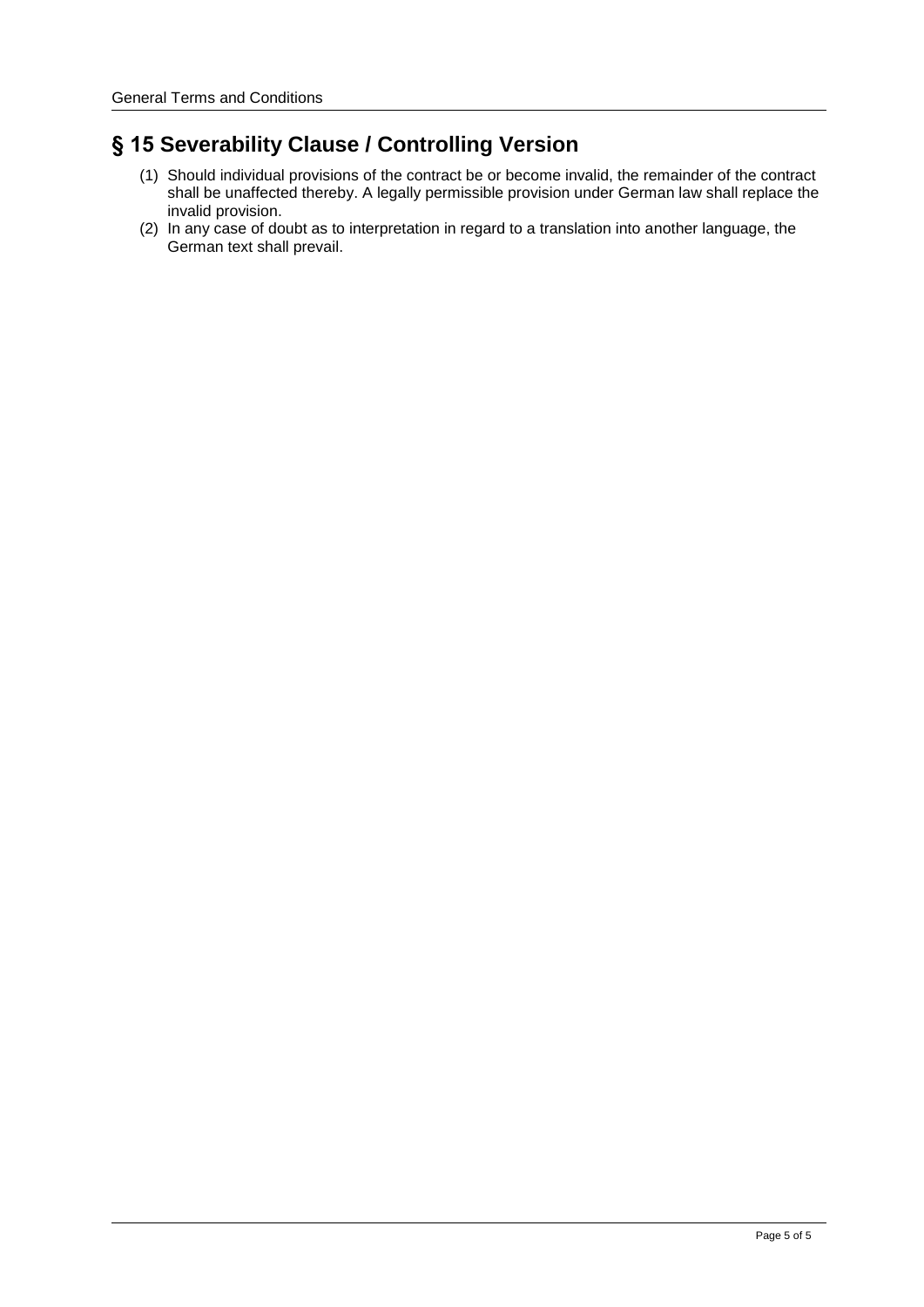## § 15 Severability Clause / Controlling Version

(1) Should individual provisions of the contract be or become invalid, the remainder of the contract shall be unaffected thereby. A legally permissible provision under German law shall replace the invalid provision.

(2) In any case of doubt as to interpretation in regard to a translation into another language, the German text shall prevail.